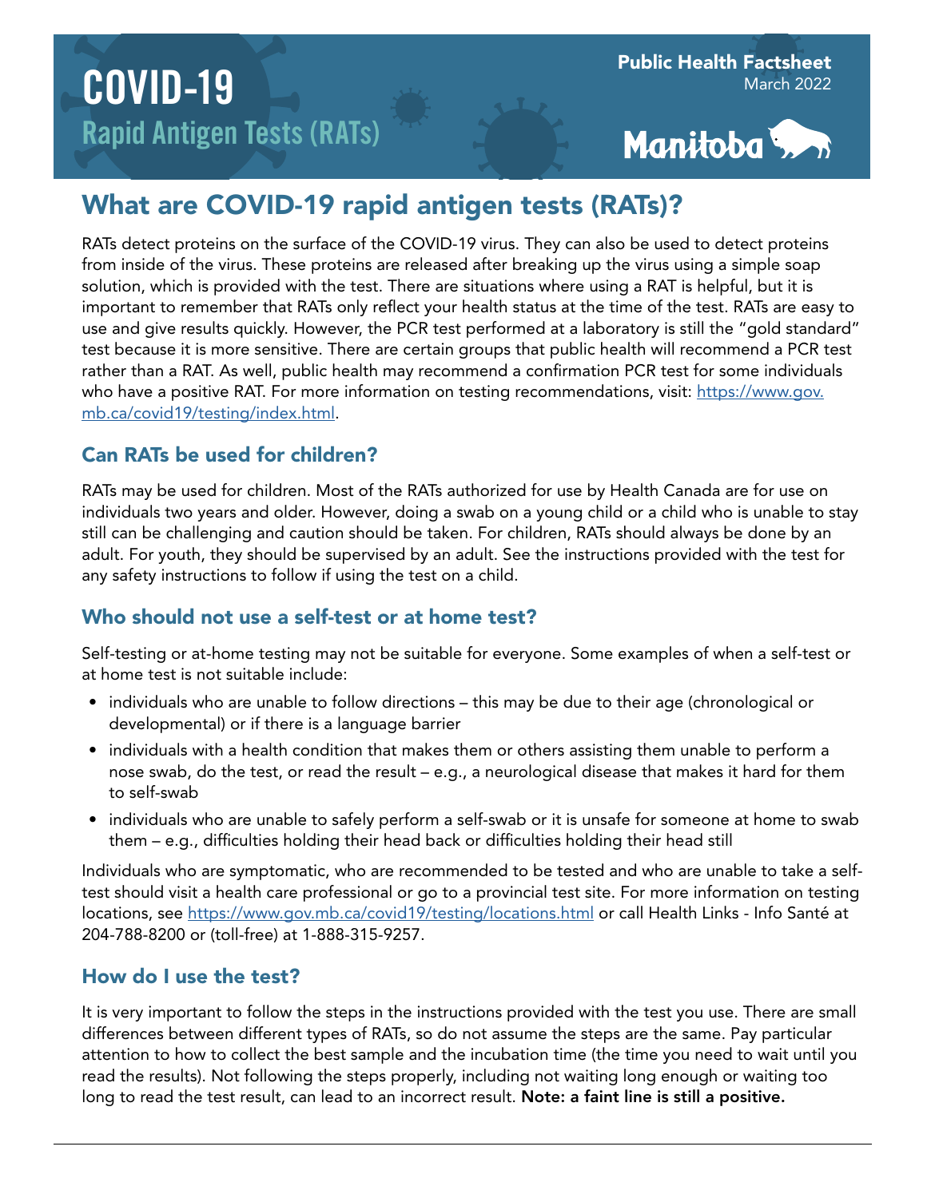# COVID-19

## Rapid Antigen Tests (RATs)

Public Health Factsheet
March 2022

Manitoba

## What are COVID-19 rapid antigen tests (RATs)?

RATs detect proteins on the surface of the COVID-19 virus. They can also be used to detect proteins from inside of the virus. These proteins are released after breaking up the virus using a simple soap solution, which is provided with the test. There are situations where using a RAT is helpful, but it is important to remember that RATs only reflect your health status at the time of the test. RATs are easy to use and give results quickly. However, the PCR test performed at a laboratory is still the "gold standard" test because it is more sensitive. There are certain groups that public health will recommend a PCR test rather than a RAT. As well, public health may recommend a confirmation PCR test for some individuals who have a positive RAT. For more information on testing recommendations, visit: https://www.gov.mb.ca/covid19/testing/index.html.

### Can RATs be used for children?

RATs may be used for children. Most of the RATs authorized for use by Health Canada are for use on individuals two years and older. However, doing a swab on a young child or a child who is unable to stay still can be challenging and caution should be taken. For children, RATs should always be done by an adult. For youth, they should be supervised by an adult. See the instructions provided with the test for any safety instructions to follow if using the test on a child.

### Who should not use a self-test or at home test?

Self-testing or at-home testing may not be suitable for everyone. Some examples of when a self-test or at home test is not suitable include:

- individuals who are unable to follow directions – this may be due to their age (chronological or developmental) or if there is a language barrier
- individuals with a health condition that makes them or others assisting them unable to perform a nose swab, do the test, or read the result – e.g., a neurological disease that makes it hard for them to self-swab
- individuals who are unable to safely perform a self-swab or it is unsafe for someone at home to swab them – e.g., difficulties holding their head back or difficulties holding their head still

Individuals who are symptomatic, who are recommended to be tested and who are unable to take a self-test should visit a health care professional or go to a provincial test site. For more information on testing locations, see https://www.gov.mb.ca/covid19/testing/locations.html or call Health Links - Info Santé at 204-788-8200 or (toll-free) at 1-888-315-9257.

### How do I use the test?

It is very important to follow the steps in the instructions provided with the test you use. There are small differences between different types of RATs, so do not assume the steps are the same. Pay particular attention to how to collect the best sample and the incubation time (the time you need to wait until you read the results). Not following the steps properly, including not waiting long enough or waiting too long to read the test result, can lead to an incorrect result. **Note: a faint line is still a positive.**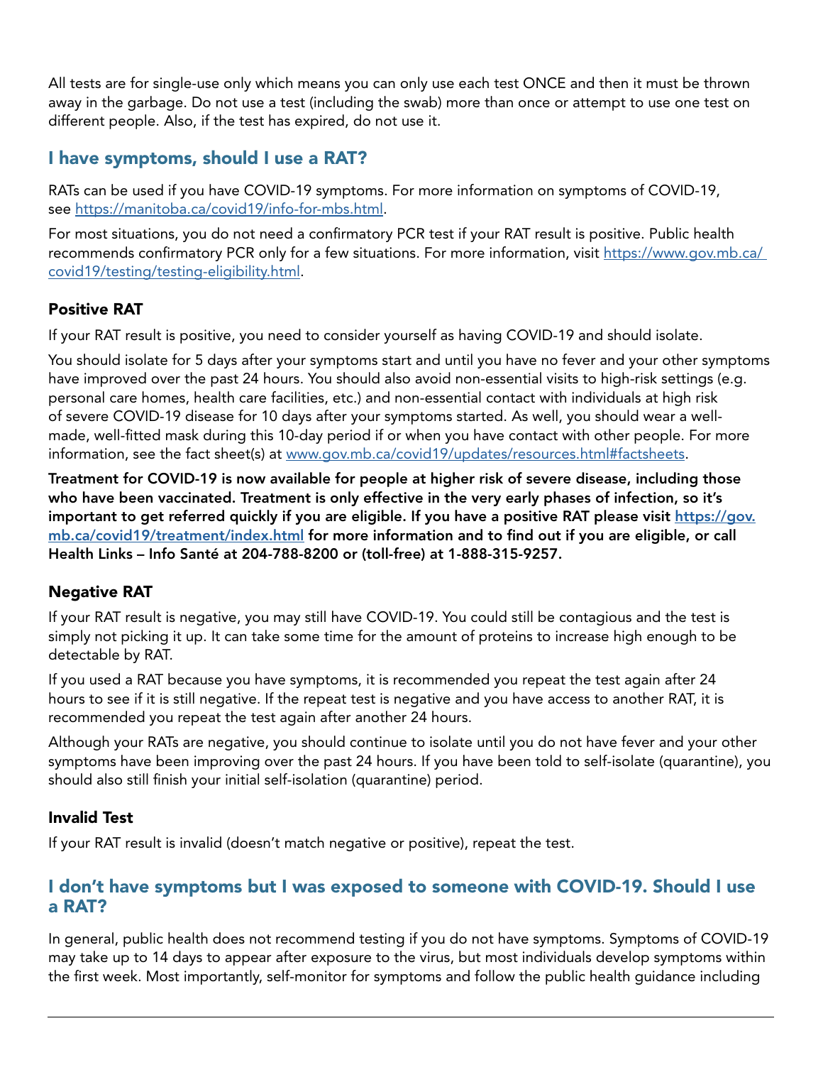All tests are for single-use only which means you can only use each test ONCE and then it must be thrown away in the garbage. Do not use a test (including the swab) more than once or attempt to use one test on different people. Also, if the test has expired, do not use it.

## I have symptoms, should I use a RAT?

RATs can be used if you have COVID-19 symptoms. For more information on symptoms of COVID-19, see https://manitoba.ca/covid19/info-for-mbs.html.

For most situations, you do not need a confirmatory PCR test if your RAT result is positive. Public health recommends confirmatory PCR only for a few situations. For more information, visit https://www.gov.mb.ca/covid19/testing/testing-eligibility.html.

### Positive RAT

If your RAT result is positive, you need to consider yourself as having COVID-19 and should isolate.

You should isolate for 5 days after your symptoms start and until you have no fever and your other symptoms have improved over the past 24 hours. You should also avoid non-essential visits to high-risk settings (e.g. personal care homes, health care facilities, etc.) and non-essential contact with individuals at high risk of severe COVID-19 disease for 10 days after your symptoms started. As well, you should wear a well-made, well-fitted mask during this 10-day period if or when you have contact with other people. For more information, see the fact sheet(s) at www.gov.mb.ca/covid19/updates/resources.html#factsheets.

**Treatment for COVID-19 is now available for people at higher risk of severe disease, including those who have been vaccinated. Treatment is only effective in the very early phases of infection, so it's important to get referred quickly if you are eligible. If you have a positive RAT please visit https://gov.mb.ca/covid19/treatment/index.html for more information and to find out if you are eligible, or call Health Links – Info Santé at 204-788-8200 or (toll-free) at 1-888-315-9257.**

### Negative RAT

If your RAT result is negative, you may still have COVID-19. You could still be contagious and the test is simply not picking it up. It can take some time for the amount of proteins to increase high enough to be detectable by RAT.

If you used a RAT because you have symptoms, it is recommended you repeat the test again after 24 hours to see if it is still negative. If the repeat test is negative and you have access to another RAT, it is recommended you repeat the test again after another 24 hours.

Although your RATs are negative, you should continue to isolate until you do not have fever and your other symptoms have been improving over the past 24 hours. If you have been told to self-isolate (quarantine), you should also still finish your initial self-isolation (quarantine) period.

### Invalid Test

If your RAT result is invalid (doesn't match negative or positive), repeat the test.

## I don't have symptoms but I was exposed to someone with COVID-19. Should I use a RAT?

In general, public health does not recommend testing if you do not have symptoms. Symptoms of COVID-19 may take up to 14 days to appear after exposure to the virus, but most individuals develop symptoms within the first week. Most importantly, self-monitor for symptoms and follow the public health guidance including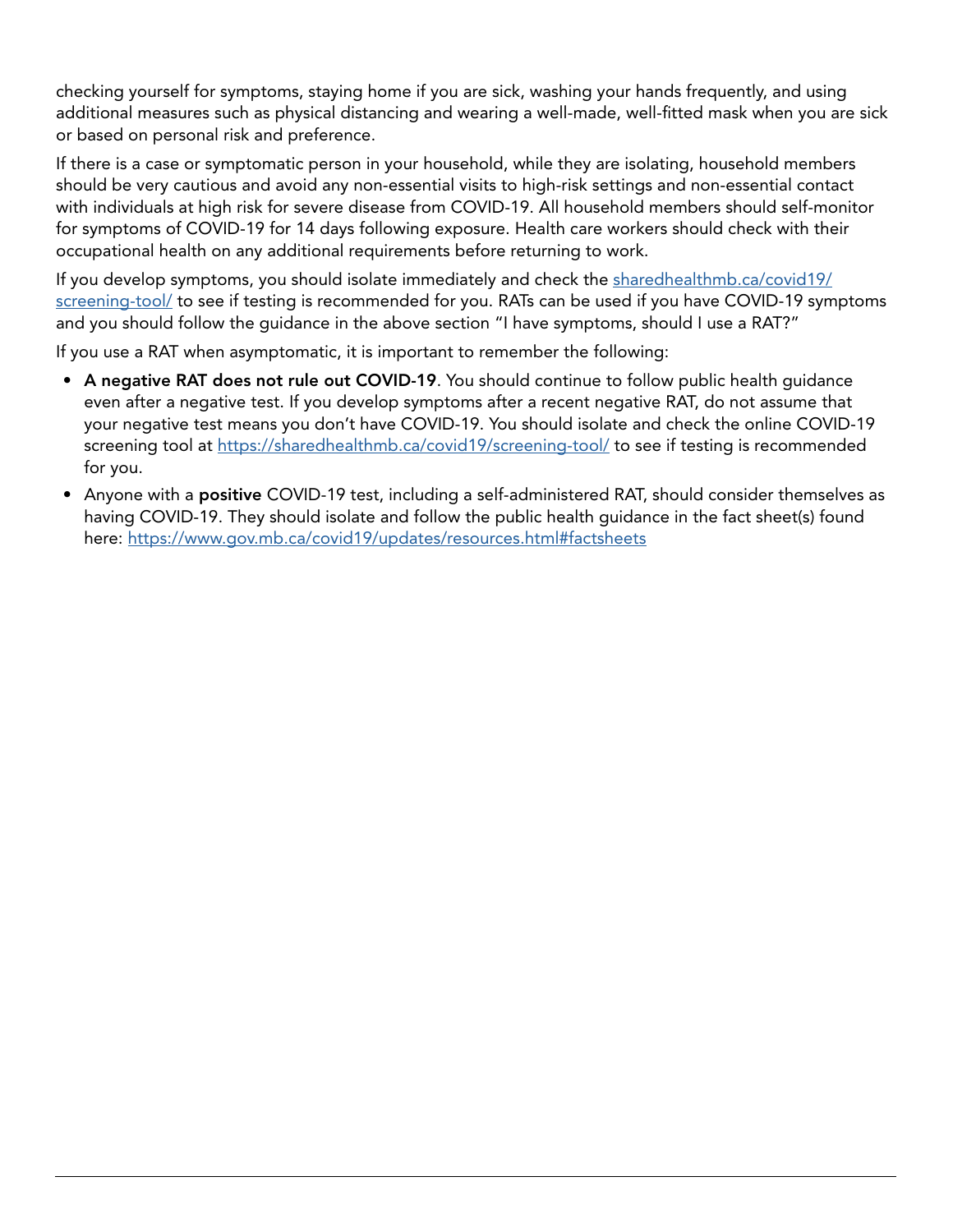checking yourself for symptoms, staying home if you are sick, washing your hands frequently, and using additional measures such as physical distancing and wearing a well-made, well-fitted mask when you are sick or based on personal risk and preference.

If there is a case or symptomatic person in your household, while they are isolating, household members should be very cautious and avoid any non-essential visits to high-risk settings and non-essential contact with individuals at high risk for severe disease from COVID-19. All household members should self-monitor for symptoms of COVID-19 for 14 days following exposure. Health care workers should check with their occupational health on any additional requirements before returning to work.

If you develop symptoms, you should isolate immediately and check the [sharedhealthmb.ca/covid19/screening-tool/](https://sharedhealthmb.ca/covid19/screening-tool/) to see if testing is recommended for you. RATs can be used if you have COVID-19 symptoms and you should follow the guidance in the above section "I have symptoms, should I use a RAT?"

If you use a RAT when asymptomatic, it is important to remember the following:

- **A negative RAT does not rule out COVID-19**. You should continue to follow public health guidance even after a negative test. If you develop symptoms after a recent negative RAT, do not assume that your negative test means you don't have COVID-19. You should isolate and check the online COVID-19 screening tool at [https://sharedhealthmb.ca/covid19/screening-tool/](https://sharedhealthmb.ca/covid19/screening-tool/) to see if testing is recommended for you.
- Anyone with a **positive** COVID-19 test, including a self-administered RAT, should consider themselves as having COVID-19. They should isolate and follow the public health guidance in the fact sheet(s) found here: [https://www.gov.mb.ca/covid19/updates/resources.html#factsheets](https://www.gov.mb.ca/covid19/updates/resources.html#factsheets)